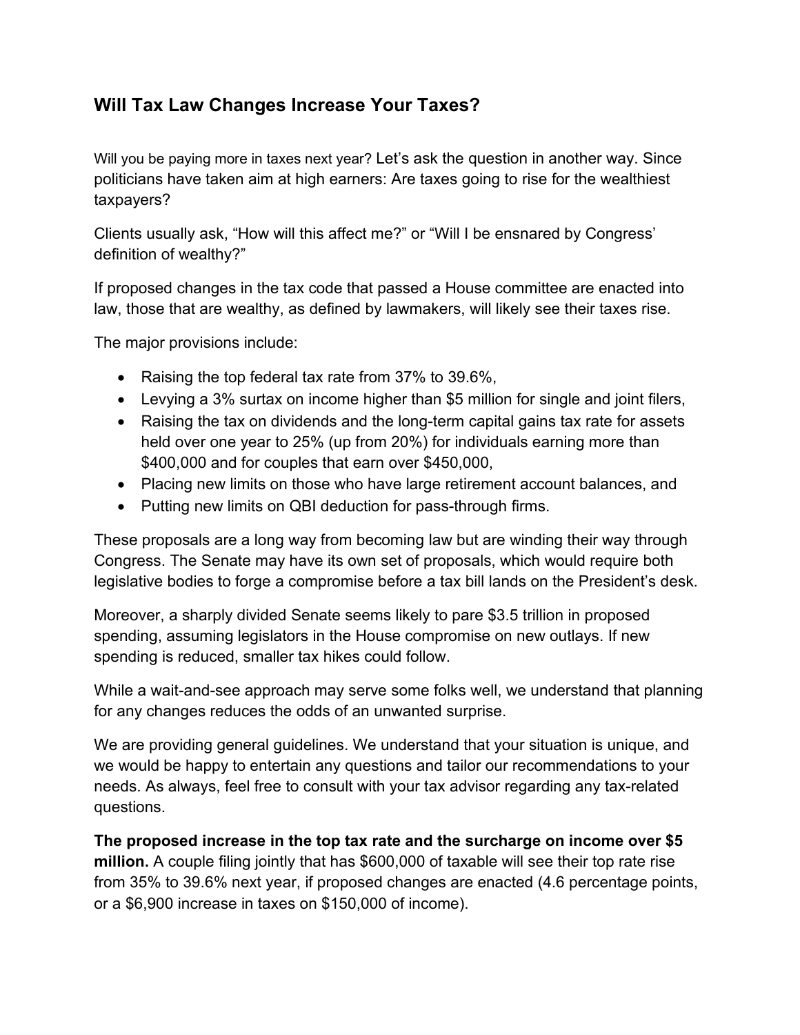## Will Tax Law Changes Increase Your Taxes?

Will you be paying more in taxes next year? Let's ask the question in another way. Since politicians have taken aim at high earners: Are taxes going to rise for the wealthiest taxpayers?

Clients usually ask, "How will this affect me?" or "Will I be ensnared by Congress' definition of wealthy?"

If proposed changes in the tax code that passed a House committee are enacted into law, those that are wealthy, as defined by lawmakers, will likely see their taxes rise.

The major provisions include:

- Raising the top federal tax rate from 37% to 39.6%,
- Levying a 3% surtax on income higher than $5 million for single and joint filers,
- Raising the tax on dividends and the long-term capital gains tax rate for assets held over one year to 25% (up from 20%) for individuals earning more than $400,000 and for couples that earn over $450,000,
- Placing new limits on those who have large retirement account balances, and
- Putting new limits on QBI deduction for pass-through firms.

These proposals are a long way from becoming law but are winding their way through Congress. The Senate may have its own set of proposals, which would require both legislative bodies to forge a compromise before a tax bill lands on the President's desk.

Moreover, a sharply divided Senate seems likely to pare $3.5 trillion in proposed spending, assuming legislators in the House compromise on new outlays. If new spending is reduced, smaller tax hikes could follow.

While a wait-and-see approach may serve some folks well, we understand that planning for any changes reduces the odds of an unwanted surprise.

We are providing general guidelines. We understand that your situation is unique, and we would be happy to entertain any questions and tailor our recommendations to your needs. As always, feel free to consult with your tax advisor regarding any tax-related questions.

**The proposed increase in the top tax rate and the surcharge on income over $5 million.** A couple filing jointly that has $600,000 of taxable will see their top rate rise from 35% to 39.6% next year, if proposed changes are enacted (4.6 percentage points, or a $6,900 increase in taxes on $150,000 of income).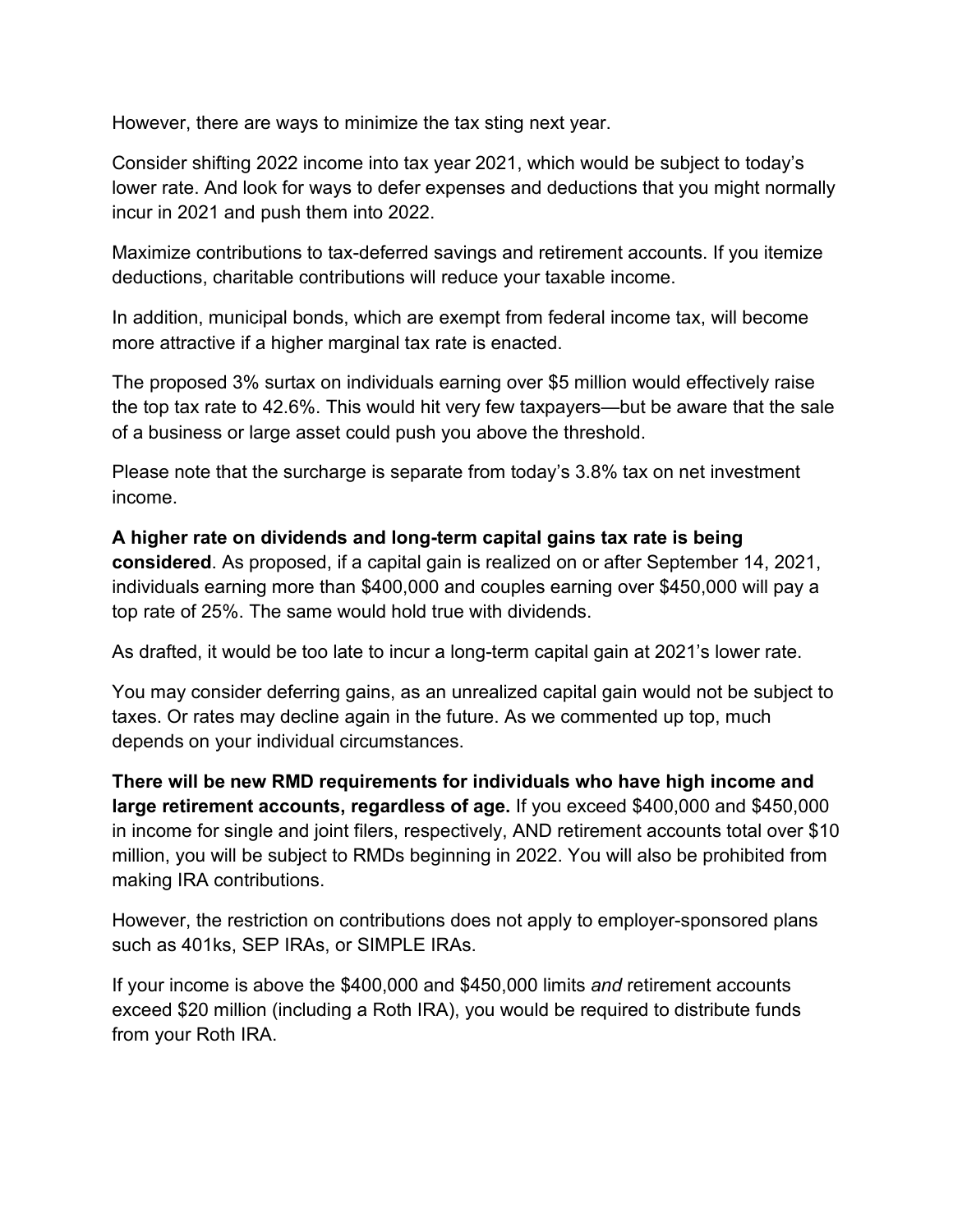However, there are ways to minimize the tax sting next year.

Consider shifting 2022 income into tax year 2021, which would be subject to today's lower rate. And look for ways to defer expenses and deductions that you might normally incur in 2021 and push them into 2022.

Maximize contributions to tax-deferred savings and retirement accounts. If you itemize deductions, charitable contributions will reduce your taxable income.

In addition, municipal bonds, which are exempt from federal income tax, will become more attractive if a higher marginal tax rate is enacted.

The proposed 3% surtax on individuals earning over $5 million would effectively raise the top tax rate to 42.6%. This would hit very few taxpayers—but be aware that the sale of a business or large asset could push you above the threshold.

Please note that the surcharge is separate from today's 3.8% tax on net investment income.

**A higher rate on dividends and long-term capital gains tax rate is being considered**. As proposed, if a capital gain is realized on or after September 14, 2021, individuals earning more than $400,000 and couples earning over $450,000 will pay a top rate of 25%. The same would hold true with dividends.

As drafted, it would be too late to incur a long-term capital gain at 2021's lower rate.

You may consider deferring gains, as an unrealized capital gain would not be subject to taxes. Or rates may decline again in the future. As we commented up top, much depends on your individual circumstances.

**There will be new RMD requirements for individuals who have high income and large retirement accounts, regardless of age.** If you exceed $400,000 and $450,000 in income for single and joint filers, respectively, AND retirement accounts total over $10 million, you will be subject to RMDs beginning in 2022. You will also be prohibited from making IRA contributions.

However, the restriction on contributions does not apply to employer-sponsored plans such as 401ks, SEP IRAs, or SIMPLE IRAs.

If your income is above the $400,000 and $450,000 limits *and* retirement accounts exceed $20 million (including a Roth IRA), you would be required to distribute funds from your Roth IRA.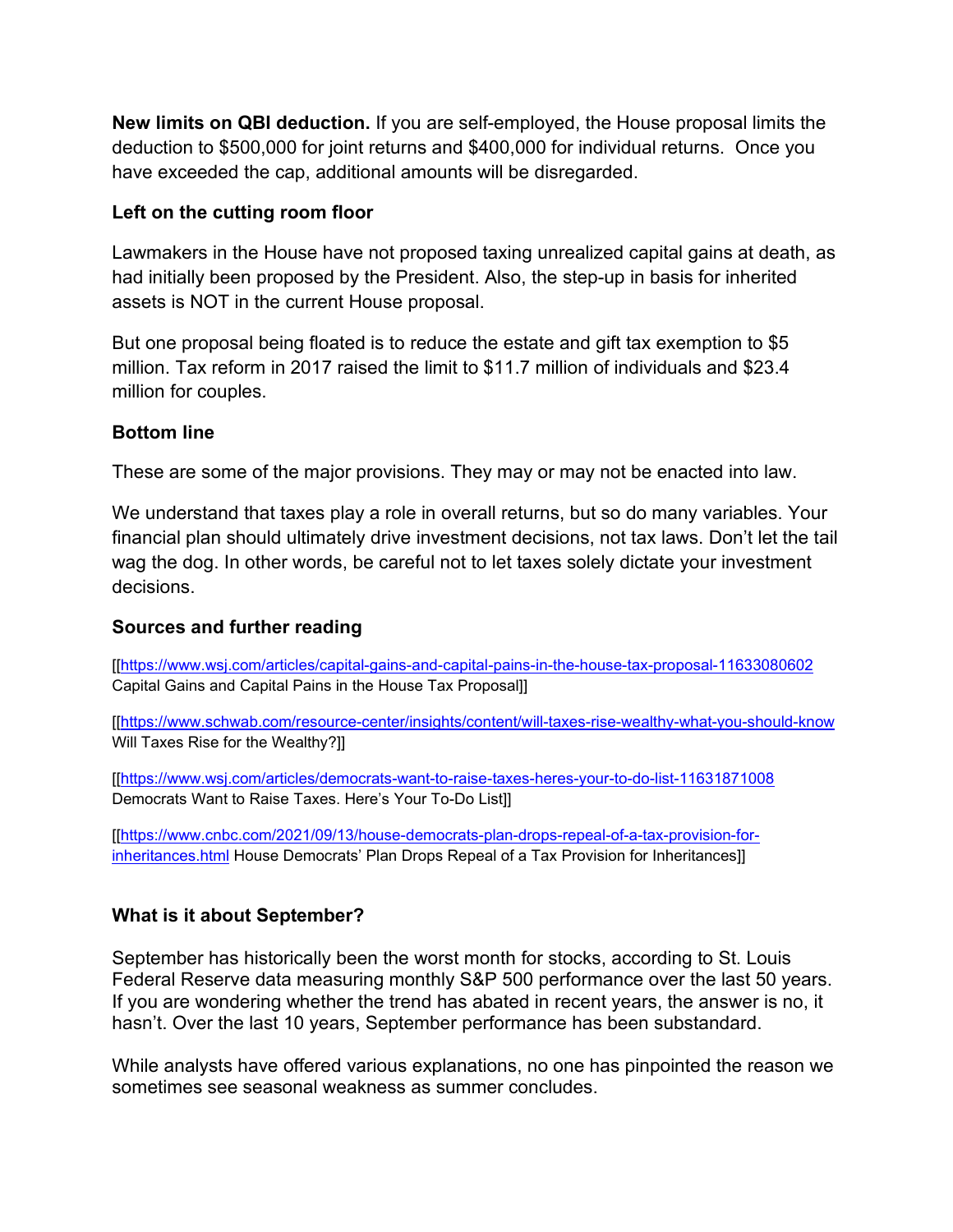**New limits on QBI deduction.** If you are self-employed, the House proposal limits the deduction to $500,000 for joint returns and $400,000 for individual returns. Once you have exceeded the cap, additional amounts will be disregarded.

### Left on the cutting room floor

Lawmakers in the House have not proposed taxing unrealized capital gains at death, as had initially been proposed by the President. Also, the step-up in basis for inherited assets is NOT in the current House proposal.

But one proposal being floated is to reduce the estate and gift tax exemption to $5 million. Tax reform in 2017 raised the limit to $11.7 million of individuals and $23.4 million for couples.

### Bottom line

These are some of the major provisions. They may or may not be enacted into law.

We understand that taxes play a role in overall returns, but so do many variables. Your financial plan should ultimately drive investment decisions, not tax laws. Don't let the tail wag the dog. In other words, be careful not to let taxes solely dictate your investment decisions.

### Sources and further reading

[[https://www.wsj.com/articles/capital-gains-and-capital-pains-in-the-house-tax-proposal-11633080602 Capital Gains and Capital Pains in the House Tax Proposal]]

[[https://www.schwab.com/resource-center/insights/content/will-taxes-rise-wealthy-what-you-should-know Will Taxes Rise for the Wealthy?]]

[[https://www.wsj.com/articles/democrats-want-to-raise-taxes-heres-your-to-do-list-11631871008 Democrats Want to Raise Taxes. Here's Your To-Do List]]

[[https://www.cnbc.com/2021/09/13/house-democrats-plan-drops-repeal-of-a-tax-provision-for-inheritances.html House Democrats' Plan Drops Repeal of a Tax Provision for Inheritances]]

### What is it about September?

September has historically been the worst month for stocks, according to St. Louis Federal Reserve data measuring monthly S&P 500 performance over the last 50 years. If you are wondering whether the trend has abated in recent years, the answer is no, it hasn't. Over the last 10 years, September performance has been substandard.

While analysts have offered various explanations, no one has pinpointed the reason we sometimes see seasonal weakness as summer concludes.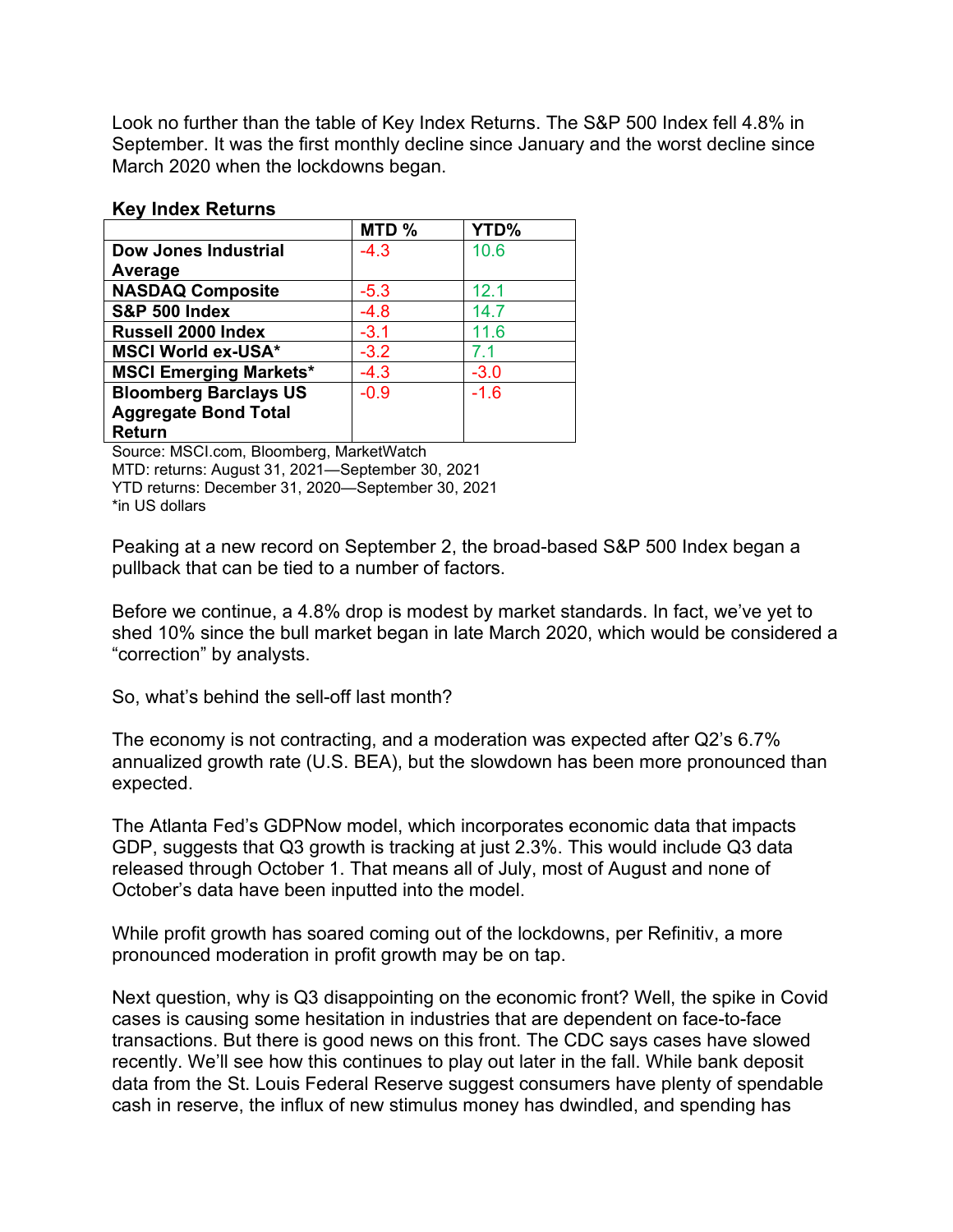Look no further than the table of Key Index Returns. The S&P 500 Index fell 4.8% in September. It was the first monthly decline since January and the worst decline since March 2020 when the lockdowns began.

**Key Index Returns**

| | MTD % | YTD% |
|---|---|---|
| **Dow Jones Industrial Average** | -4.3 | 10.6 |
| **NASDAQ Composite** | -5.3 | 12.1 |
| **S&P 500 Index** | -4.8 | 14.7 |
| **Russell 2000 Index** | -3.1 | 11.6 |
| **MSCI World ex-USA*** | -3.2 | 7.1 |
| **MSCI Emerging Markets*** | -4.3 | -3.0 |
| **Bloomberg Barclays US Aggregate Bond Total Return** | -0.9 | -1.6 |

Source: MSCI.com, Bloomberg, MarketWatch
MTD: returns: August 31, 2021—September 30, 2021
YTD returns: December 31, 2020—September 30, 2021
*in US dollars

Peaking at a new record on September 2, the broad-based S&P 500 Index began a pullback that can be tied to a number of factors.

Before we continue, a 4.8% drop is modest by market standards. In fact, we've yet to shed 10% since the bull market began in late March 2020, which would be considered a "correction" by analysts.

So, what's behind the sell-off last month?

The economy is not contracting, and a moderation was expected after Q2's 6.7% annualized growth rate (U.S. BEA), but the slowdown has been more pronounced than expected.

The Atlanta Fed's GDPNow model, which incorporates economic data that impacts GDP, suggests that Q3 growth is tracking at just 2.3%. This would include Q3 data released through October 1. That means all of July, most of August and none of October's data have been inputted into the model.

While profit growth has soared coming out of the lockdowns, per Refinitiv, a more pronounced moderation in profit growth may be on tap.

Next question, why is Q3 disappointing on the economic front? Well, the spike in Covid cases is causing some hesitation in industries that are dependent on face-to-face transactions. But there is good news on this front. The CDC says cases have slowed recently. We'll see how this continues to play out later in the fall. While bank deposit data from the St. Louis Federal Reserve suggest consumers have plenty of spendable cash in reserve, the influx of new stimulus money has dwindled, and spending has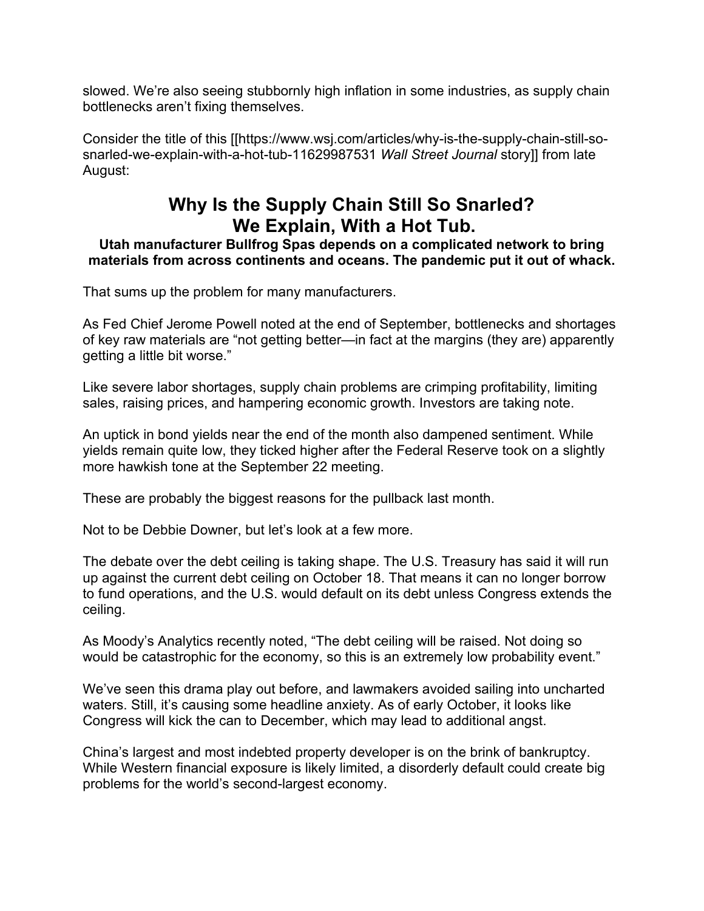slowed. We’re also seeing stubbornly high inflation in some industries, as supply chain bottlenecks aren’t fixing themselves.

Consider the title of this [[https://www.wsj.com/articles/why-is-the-supply-chain-still-so-snarled-we-explain-with-a-hot-tub-11629987531 *Wall Street Journal* story]] from late August:

## Why Is the Supply Chain Still So Snarled? We Explain, With a Hot Tub.

**Utah manufacturer Bullfrog Spas depends on a complicated network to bring materials from across continents and oceans. The pandemic put it out of whack.**

That sums up the problem for many manufacturers.

As Fed Chief Jerome Powell noted at the end of September, bottlenecks and shortages of key raw materials are “not getting better—in fact at the margins (they are) apparently getting a little bit worse.”

Like severe labor shortages, supply chain problems are crimping profitability, limiting sales, raising prices, and hampering economic growth. Investors are taking note.

An uptick in bond yields near the end of the month also dampened sentiment. While yields remain quite low, they ticked higher after the Federal Reserve took on a slightly more hawkish tone at the September 22 meeting.

These are probably the biggest reasons for the pullback last month.

Not to be Debbie Downer, but let’s look at a few more.

The debate over the debt ceiling is taking shape. The U.S. Treasury has said it will run up against the current debt ceiling on October 18. That means it can no longer borrow to fund operations, and the U.S. would default on its debt unless Congress extends the ceiling.

As Moody’s Analytics recently noted, “The debt ceiling will be raised. Not doing so would be catastrophic for the economy, so this is an extremely low probability event.”

We’ve seen this drama play out before, and lawmakers avoided sailing into uncharted waters. Still, it’s causing some headline anxiety. As of early October, it looks like Congress will kick the can to December, which may lead to additional angst.

China’s largest and most indebted property developer is on the brink of bankruptcy. While Western financial exposure is likely limited, a disorderly default could create big problems for the world’s second-largest economy.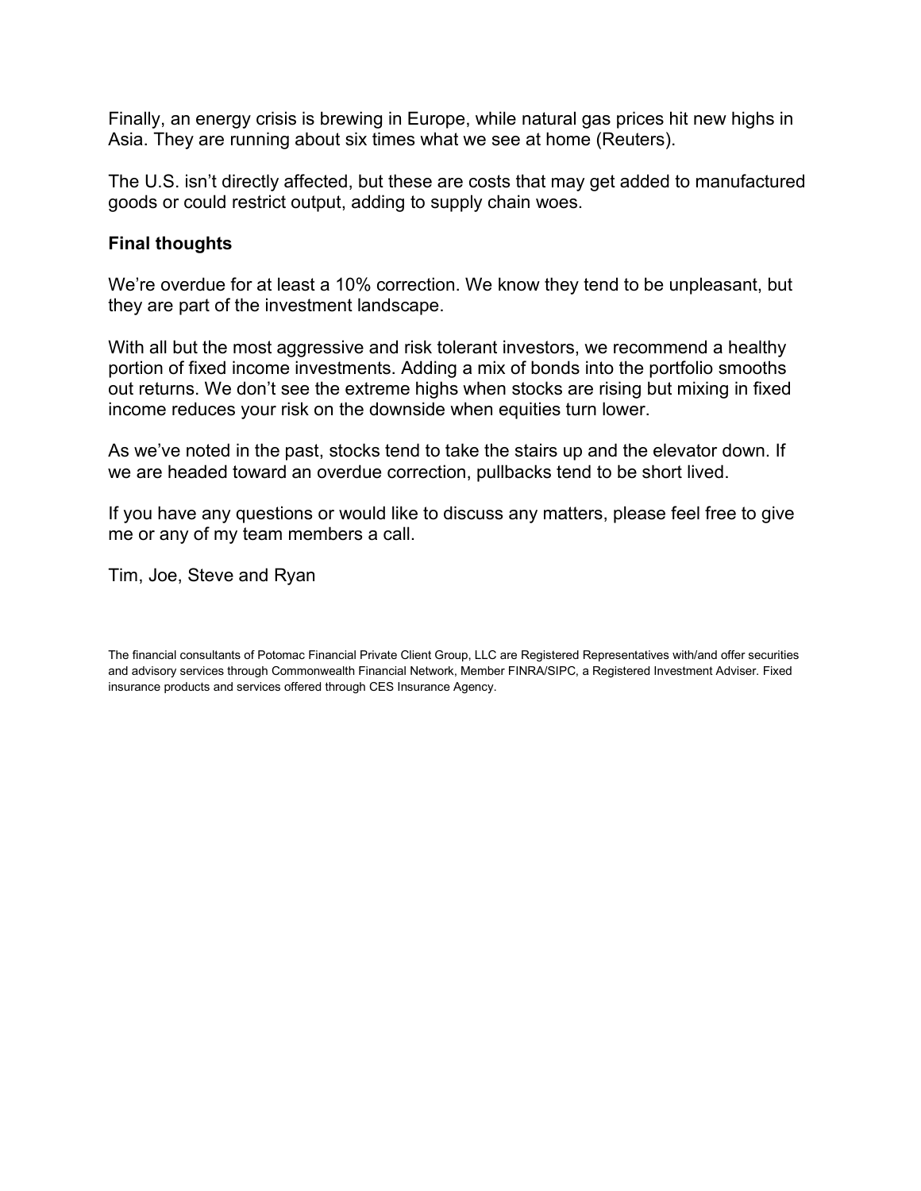Finally, an energy crisis is brewing in Europe, while natural gas prices hit new highs in Asia. They are running about six times what we see at home (Reuters).

The U.S. isn't directly affected, but these are costs that may get added to manufactured goods or could restrict output, adding to supply chain woes.

**Final thoughts**

We're overdue for at least a 10% correction. We know they tend to be unpleasant, but they are part of the investment landscape.

With all but the most aggressive and risk tolerant investors, we recommend a healthy portion of fixed income investments. Adding a mix of bonds into the portfolio smooths out returns. We don't see the extreme highs when stocks are rising but mixing in fixed income reduces your risk on the downside when equities turn lower.

As we've noted in the past, stocks tend to take the stairs up and the elevator down. If we are headed toward an overdue correction, pullbacks tend to be short lived.

If you have any questions or would like to discuss any matters, please feel free to give me or any of my team members a call.

Tim, Joe, Steve and Ryan

The financial consultants of Potomac Financial Private Client Group, LLC are Registered Representatives with/and offer securities and advisory services through Commonwealth Financial Network, Member FINRA/SIPC, a Registered Investment Adviser. Fixed insurance products and services offered through CES Insurance Agency.